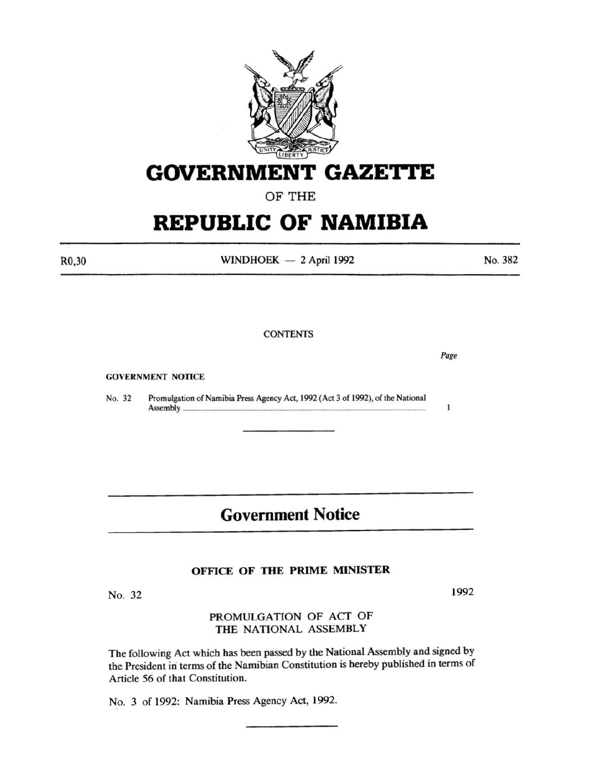# GOVERNMENT GAZETTE

OF THE

# REPUBLIC OF NAMIBIA

R0,30 WINDHOEK — 2 April 1992 No. 382

CONTENTS

*Page*

GOVERNMENT NOTICE

| | | |
|---|---|---|
| No. 32 | Promulgation of Namibia Press Agency Act, 1992 (Act 3 of 1992), of the National Assembly | 1 |

## Government Notice

### OFFICE OF THE PRIME MINISTER

No. 32 1992

PROMULGATION OF ACT OF THE NATIONAL ASSEMBLY

The following Act which has been passed by the National Assembly and signed by the President in terms of the Namibian Constitution is hereby published in terms of Article 56 of that Constitution.

No. 3 of 1992: Namibia Press Agency Act, 1992.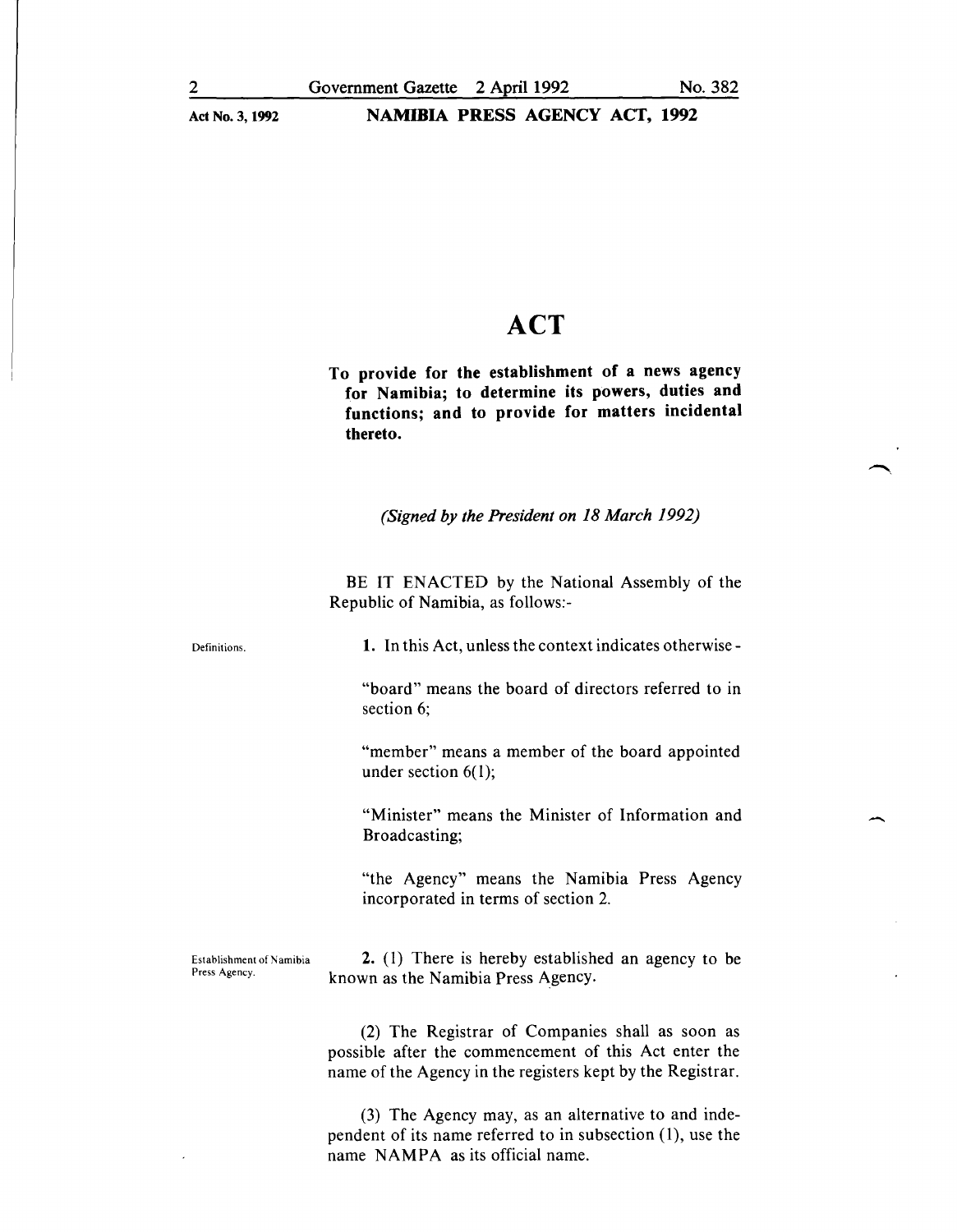# ACT

**To provide for the establishment of a news agency for Namibia; to determine its powers, duties and functions; and to provide for matters incidental thereto.**

*(Signed by the President on 18 March 1992)*

BE IT ENACTED by the National Assembly of the Republic of Namibia, as follows:-

Definitions.

**1.** In this Act, unless the context indicates otherwise -

"board" means the board of directors referred to in section 6;

"member" means a member of the board appointed under section 6(1);

"Minister" means the Minister of Information and Broadcasting;

"the Agency" means the Namibia Press Agency incorporated in terms of section 2.

Establishment of Namibia Press Agency.

**2.** (1) There is hereby established an agency to be known as the Namibia Press Agency.

(2) The Registrar of Companies shall as soon as possible after the commencement of this Act enter the name of the Agency in the registers kept by the Registrar.

(3) The Agency may, as an alternative to and independent of its name referred to in subsection (1), use the name NAMPA as its official name.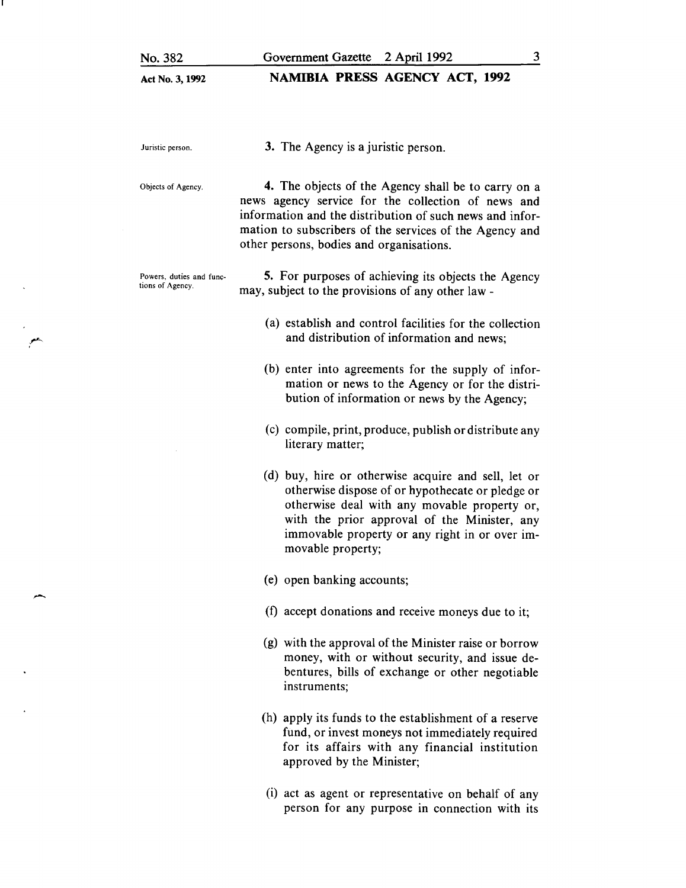Juristic person.

**3.** The Agency is a juristic person.

Objects of Agency.

**4.** The objects of the Agency shall be to carry on a news agency service for the collection of news and information and the distribution of such news and information to subscribers of the services of the Agency and other persons, bodies and organisations.

Powers, duties and functions of Agency.

**5.** For purposes of achieving its objects the Agency may, subject to the provisions of any other law -

(a) establish and control facilities for the collection and distribution of information and news;

(b) enter into agreements for the supply of information or news to the Agency or for the distribution of information or news by the Agency;

(c) compile, print, produce, publish or distribute any literary matter;

(d) buy, hire or otherwise acquire and sell, let or otherwise dispose of or hypothecate or pledge or otherwise deal with any movable property or, with the prior approval of the Minister, any immovable property or any right in or over immovable property;

(e) open banking accounts;

(f) accept donations and receive moneys due to it;

(g) with the approval of the Minister raise or borrow money, with or without security, and issue debentures, bills of exchange or other negotiable instruments;

(h) apply its funds to the establishment of a reserve fund, or invest moneys not immediately required for its affairs with any financial institution approved by the Minister;

(i) act as agent or representative on behalf of any person for any purpose in connection with its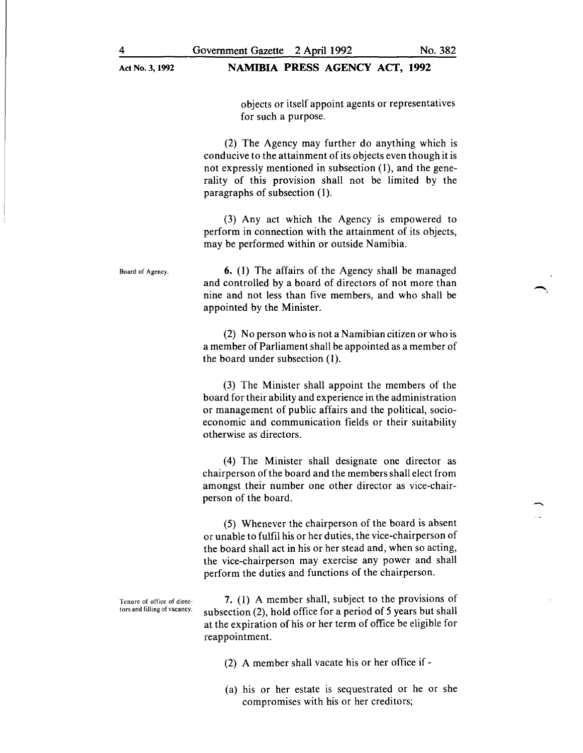objects or itself appoint agents or representatives for such a purpose.

(2) The Agency may further do anything which is conducive to the attainment of its objects even though it is not expressly mentioned in subsection (1), and the generality of this provision shall not be limited by the paragraphs of subsection (1).

(3) Any act which the Agency is empowered to perform in connection with the attainment of its objects, may be performed within or outside Namibia.

**Board of Agency.**

**6.** (1) The affairs of the Agency shall be managed and controlled by a board of directors of not more than nine and not less than five members, and who shall be appointed by the Minister.

(2) No person who is not a Namibian citizen or who is a member of Parliament shall be appointed as a member of the board under subsection (1).

(3) The Minister shall appoint the members of the board for their ability and experience in the administration or management of public affairs and the political, socio-economic and communication fields or their suitability otherwise as directors.

(4) The Minister shall designate one director as chairperson of the board and the members shall elect from amongst their number one other director as vice-chairperson of the board.

(5) Whenever the chairperson of the board is absent or unable to fulfil his or her duties, the vice-chairperson of the board shall act in his or her stead and, when so acting, the vice-chairperson may exercise any power and shall perform the duties and functions of the chairperson.

**Tenure of office of directors and filling of vacancy.**

**7.** (1) A member shall, subject to the provisions of subsection (2), hold office for a period of 5 years but shall at the expiration of his or her term of office be eligible for reappointment.

(2) A member shall vacate his or her office if -

(a) his or her estate is sequestrated or he or she compromises with his or her creditors;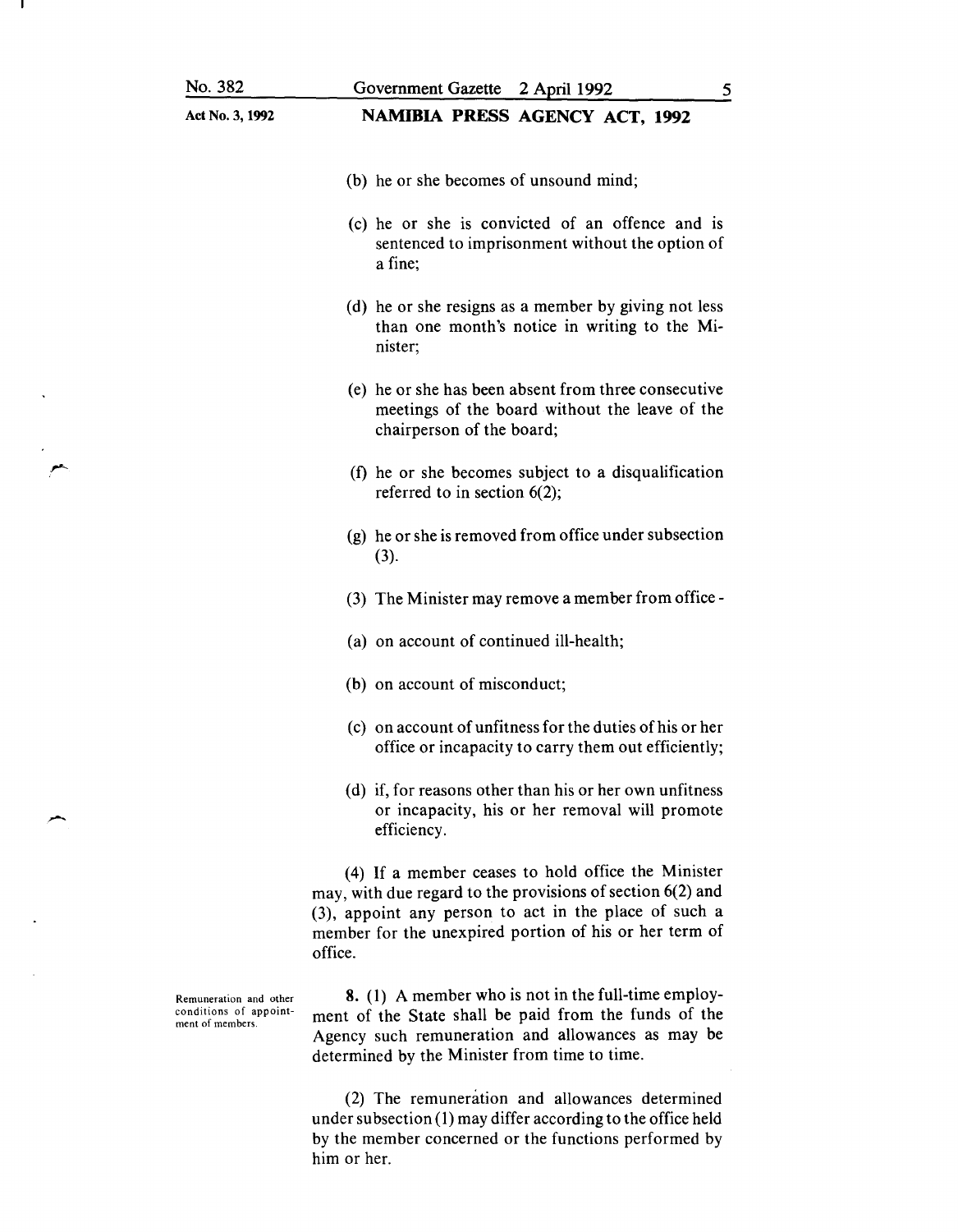(b) he or she becomes of unsound mind;

(c) he or she is convicted of an offence and is sentenced to imprisonment without the option of a fine;

(d) he or she resigns as a member by giving not less than one month's notice in writing to the Minister;

(e) he or she has been absent from three consecutive meetings of the board without the leave of the chairperson of the board;

(f) he or she becomes subject to a disqualification referred to in section 6(2);

(g) he or she is removed from office under subsection (3).

(3) The Minister may remove a member from office -

(a) on account of continued ill-health;

(b) on account of misconduct;

(c) on account of unfitness for the duties of his or her office or incapacity to carry them out efficiently;

(d) if, for reasons other than his or her own unfitness or incapacity, his or her removal will promote efficiency.

(4) If a member ceases to hold office the Minister may, with due regard to the provisions of section 6(2) and (3), appoint any person to act in the place of such a member for the unexpired portion of his or her term of office.

**Remuneration and other conditions of appointment of members.**

**8.** (1) A member who is not in the full-time employment of the State shall be paid from the funds of the Agency such remuneration and allowances as may be determined by the Minister from time to time.

(2) The remuneration and allowances determined under subsection (1) may differ according to the office held by the member concerned or the functions performed by him or her.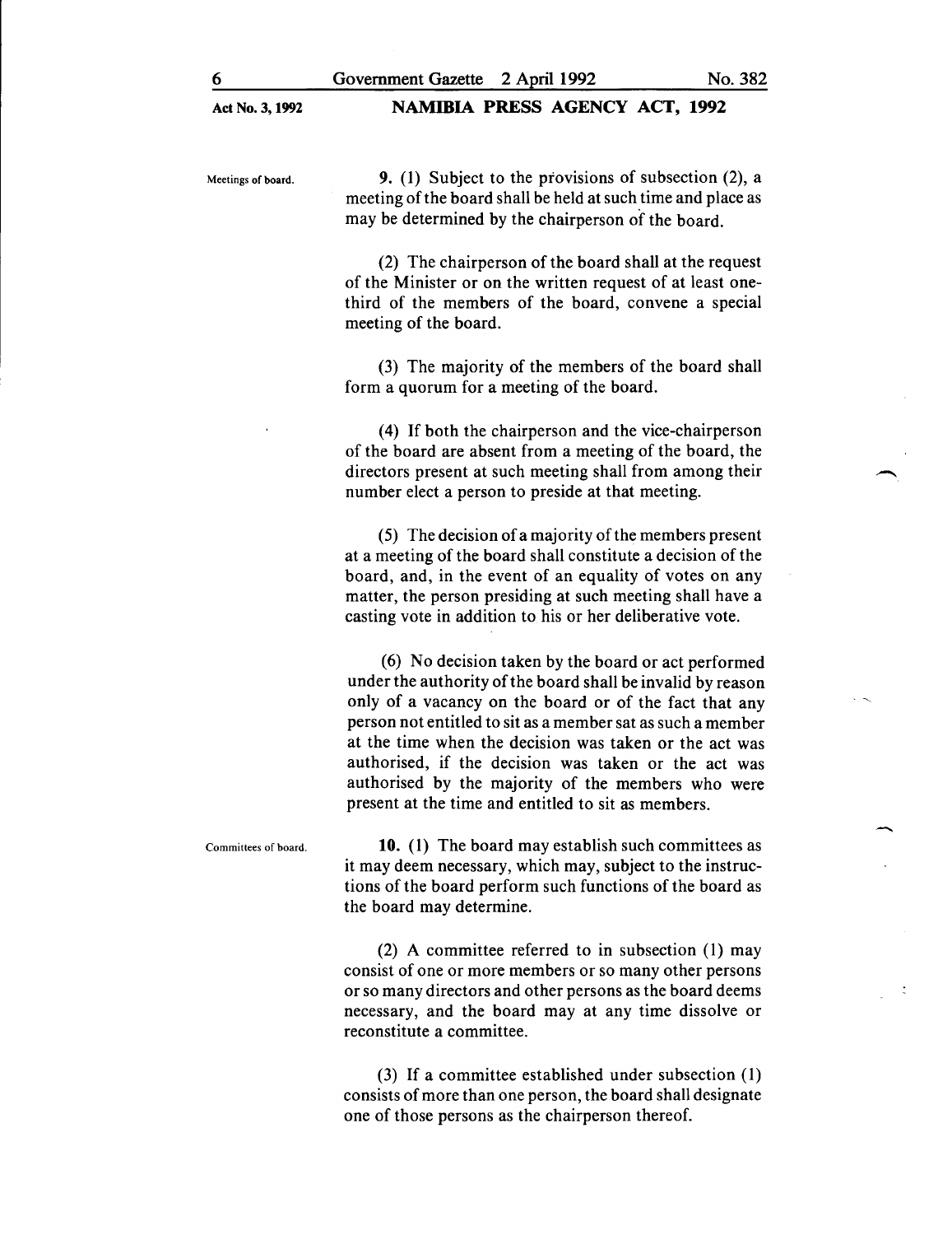**Meetings of board.**

**9.** (1) Subject to the provisions of subsection (2), a meeting of the board shall be held at such time and place as may be determined by the chairperson of the board.

(2) The chairperson of the board shall at the request of the Minister or on the written request of at least one-third of the members of the board, convene a special meeting of the board.

(3) The majority of the members of the board shall form a quorum for a meeting of the board.

(4) If both the chairperson and the vice-chairperson of the board are absent from a meeting of the board, the directors present at such meeting shall from among their number elect a person to preside at that meeting.

(5) The decision of a majority of the members present at a meeting of the board shall constitute a decision of the board, and, in the event of an equality of votes on any matter, the person presiding at such meeting shall have a casting vote in addition to his or her deliberative vote.

(6) No decision taken by the board or act performed under the authority of the board shall be invalid by reason only of a vacancy on the board or of the fact that any person not entitled to sit as a member sat as such a member at the time when the decision was taken or the act was authorised, if the decision was taken or the act was authorised by the majority of the members who were present at the time and entitled to sit as members.

**Committees of board.**

**10.** (1) The board may establish such committees as it may deem necessary, which may, subject to the instructions of the board perform such functions of the board as the board may determine.

(2) A committee referred to in subsection (1) may consist of one or more members or so many other persons or so many directors and other persons as the board deems necessary, and the board may at any time dissolve or reconstitute a committee.

(3) If a committee established under subsection (1) consists of more than one person, the board shall designate one of those persons as the chairperson thereof.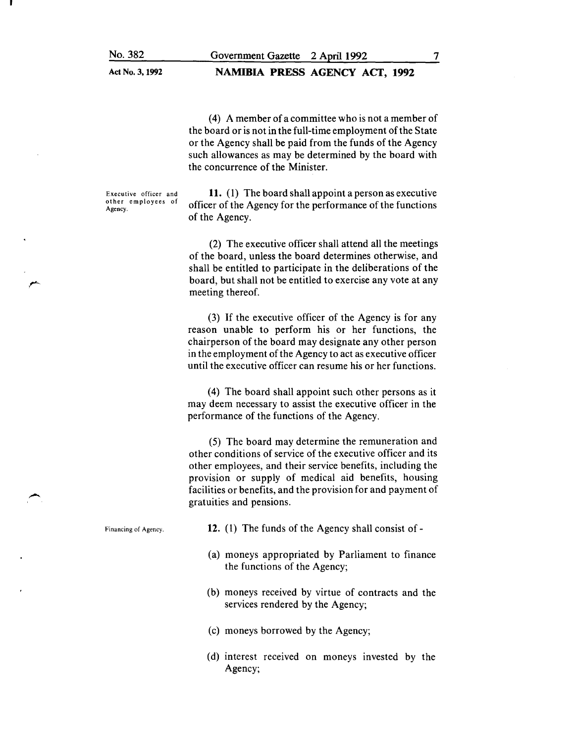(4) A member of a committee who is not a member of the board or is not in the full-time employment of the State or the Agency shall be paid from the funds of the Agency such allowances as may be determined by the board with the concurrence of the Minister.

**Executive officer and other employees of Agency.**

**11.** (1) The board shall appoint a person as executive officer of the Agency for the performance of the functions of the Agency.

(2) The executive officer shall attend all the meetings of the board, unless the board determines otherwise, and shall be entitled to participate in the deliberations of the board, but shall not be entitled to exercise any vote at any meeting thereof.

(3) If the executive officer of the Agency is for any reason unable to perform his or her functions, the chairperson of the board may designate any other person in the employment of the Agency to act as executive officer until the executive officer can resume his or her functions.

(4) The board shall appoint such other persons as it may deem necessary to assist the executive officer in the performance of the functions of the Agency.

(5) The board may determine the remuneration and other conditions of service of the executive officer and its other employees, and their service benefits, including the provision or supply of medical aid benefits, housing facilities or benefits, and the provision for and payment of gratuities and pensions.

**Financing of Agency.**

**12.** (1) The funds of the Agency shall consist of -

(a) moneys appropriated by Parliament to finance the functions of the Agency;

(b) moneys received by virtue of contracts and the services rendered by the Agency;

(c) moneys borrowed by the Agency;

(d) interest received on moneys invested by the Agency;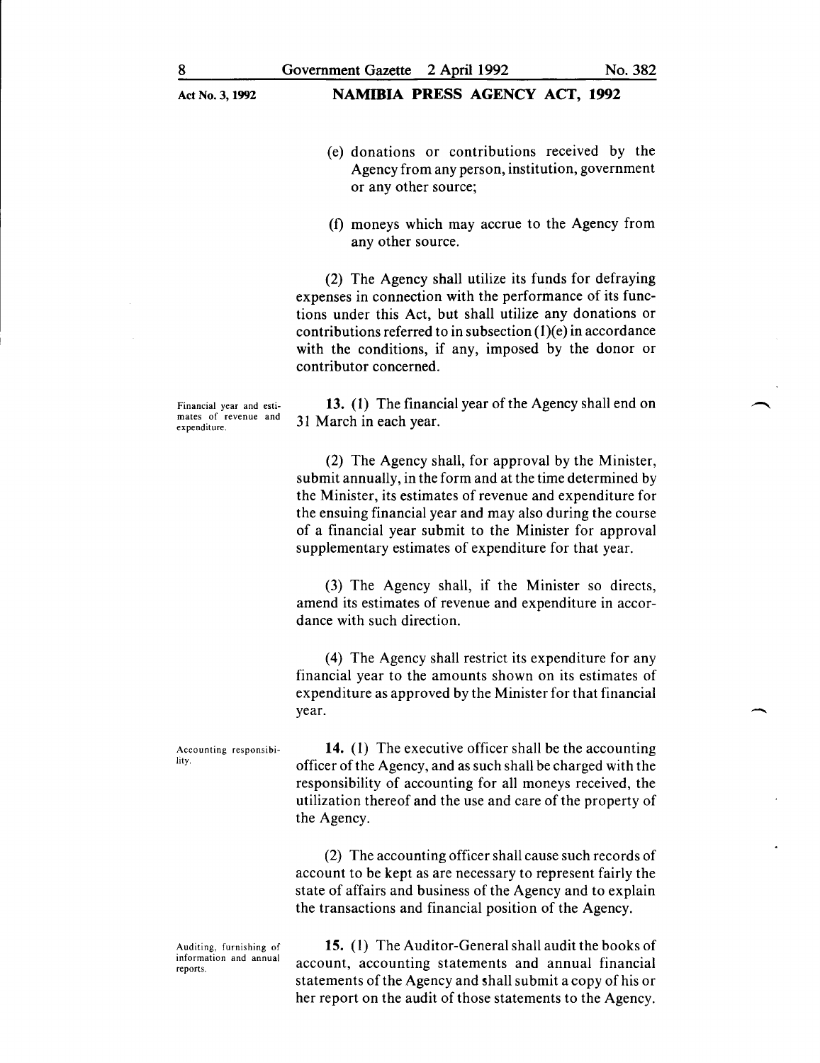(e) donations or contributions received by the Agency from any person, institution, government or any other source;

(f) moneys which may accrue to the Agency from any other source.

(2) The Agency shall utilize its funds for defraying expenses in connection with the performance of its functions under this Act, but shall utilize any donations or contributions referred to in subsection (1)(e) in accordance with the conditions, if any, imposed by the donor or contributor concerned.

**Financial year and estimates of revenue and expenditure.**

**13.** (1) The financial year of the Agency shall end on 31 March in each year.

(2) The Agency shall, for approval by the Minister, submit annually, in the form and at the time determined by the Minister, its estimates of revenue and expenditure for the ensuing financial year and may also during the course of a financial year submit to the Minister for approval supplementary estimates of expenditure for that year.

(3) The Agency shall, if the Minister so directs, amend its estimates of revenue and expenditure in accordance with such direction.

(4) The Agency shall restrict its expenditure for any financial year to the amounts shown on its estimates of expenditure as approved by the Minister for that financial year.

**Accounting responsibility.**

**14.** (1) The executive officer shall be the accounting officer of the Agency, and as such shall be charged with the responsibility of accounting for all moneys received, the utilization thereof and the use and care of the property of the Agency.

(2) The accounting officer shall cause such records of account to be kept as are necessary to represent fairly the state of affairs and business of the Agency and to explain the transactions and financial position of the Agency.

**Auditing, furnishing of information and annual reports.**

**15.** (1) The Auditor-General shall audit the books of account, accounting statements and annual financial statements of the Agency and shall submit a copy of his or her report on the audit of those statements to the Agency.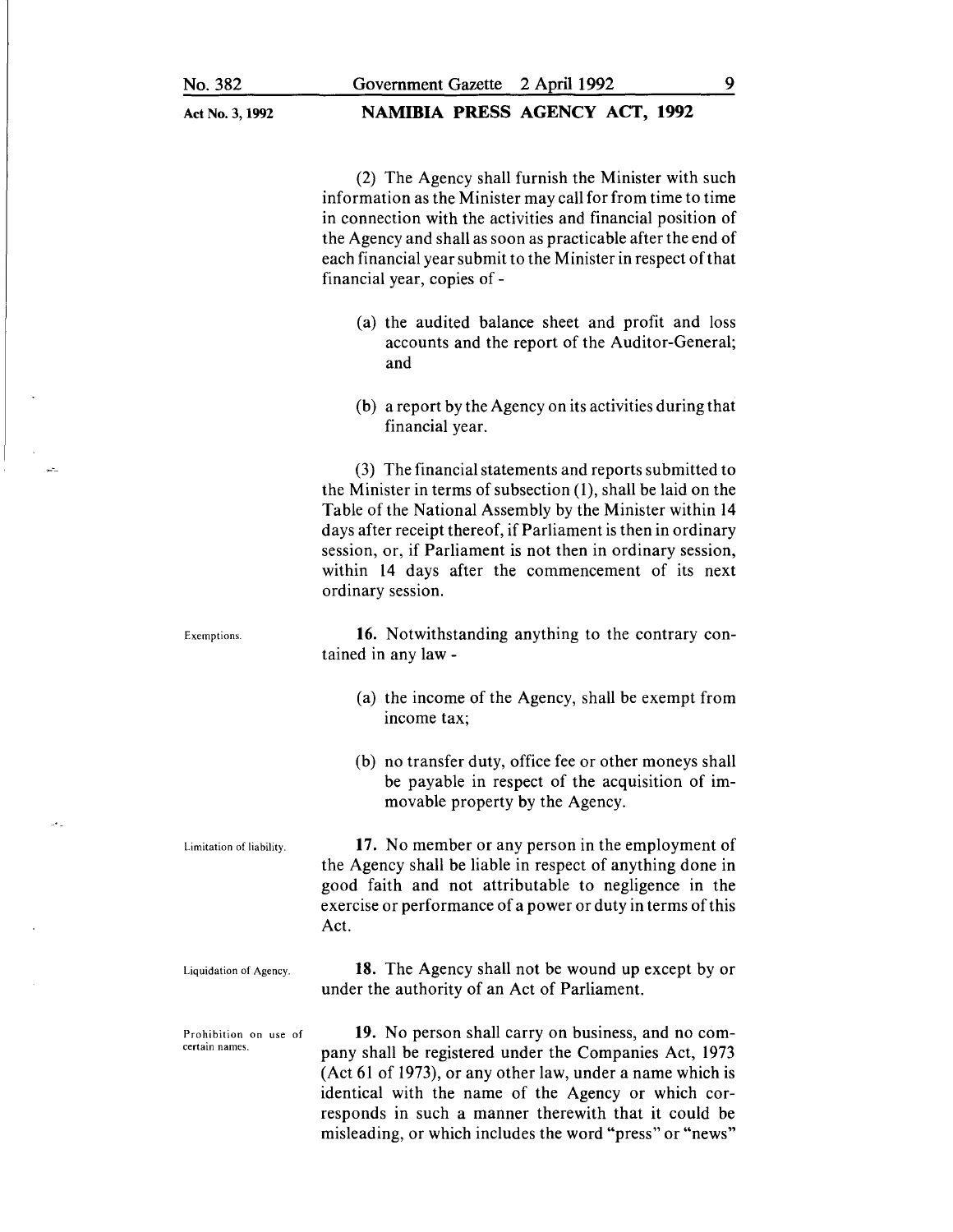(2) The Agency shall furnish the Minister with such information as the Minister may call for from time to time in connection with the activities and financial position of the Agency and shall as soon as practicable after the end of each financial year submit to the Minister in respect of that financial year, copies of -

(a) the audited balance sheet and profit and loss accounts and the report of the Auditor-General; and

(b) a report by the Agency on its activities during that financial year.

(3) The financial statements and reports submitted to the Minister in terms of subsection (1), shall be laid on the Table of the National Assembly by the Minister within 14 days after receipt thereof, if Parliament is then in ordinary session, or, if Parliament is not then in ordinary session, within 14 days after the commencement of its next ordinary session.

*Exemptions.*

**16.** Notwithstanding anything to the contrary contained in any law -

(a) the income of the Agency, shall be exempt from income tax;

(b) no transfer duty, office fee or other moneys shall be payable in respect of the acquisition of immovable property by the Agency.

*Limitation of liability.*

**17.** No member or any person in the employment of the Agency shall be liable in respect of anything done in good faith and not attributable to negligence in the exercise or performance of a power or duty in terms of this Act.

*Liquidation of Agency.*

**18.** The Agency shall not be wound up except by or under the authority of an Act of Parliament.

*Prohibition on use of certain names.*

**19.** No person shall carry on business, and no company shall be registered under the Companies Act, 1973 (Act 61 of 1973), or any other law, under a name which is identical with the name of the Agency or which corresponds in such a manner therewith that it could be misleading, or which includes the word "press" or "news"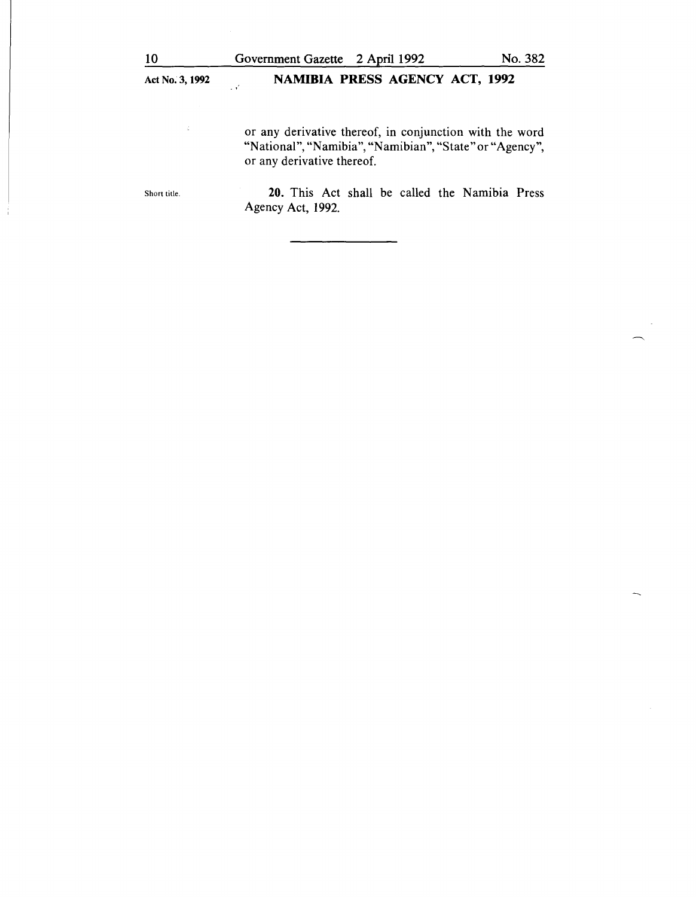or any derivative thereof, in conjunction with the word "National", "Namibia", "Namibian", "State" or "Agency", or any derivative thereof.

Short title.

**20.** This Act shall be called the Namibia Press Agency Act, 1992.